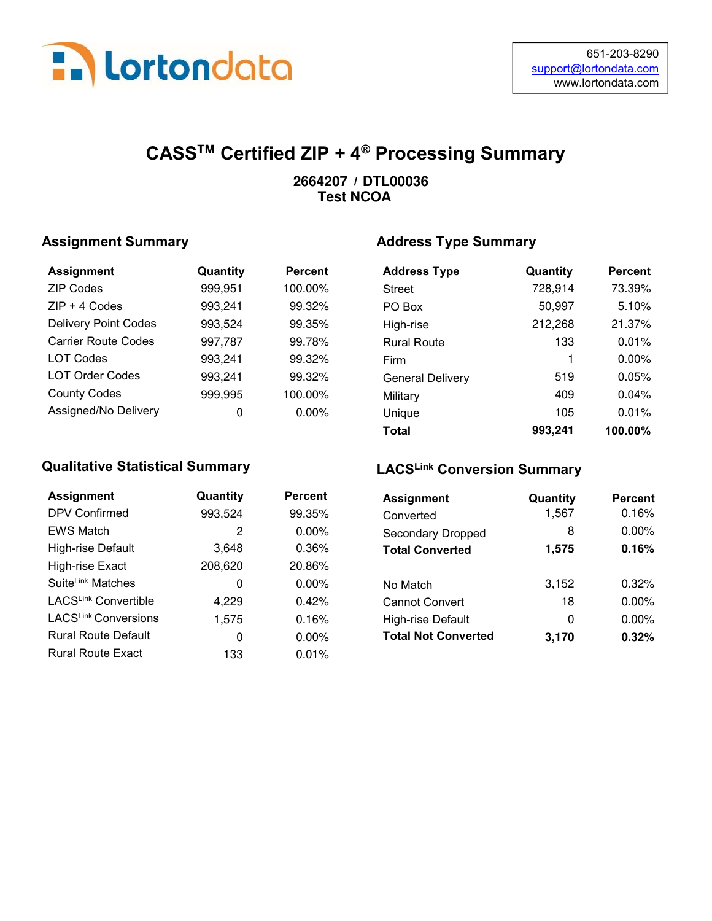Lortondata

651-203-8290
support@lortondata.com
www.lortondata.com

# CASS™ Certified ZIP + 4® Processing Summary

**2664207 / DTL00036**
**Test NCOA**

## Assignment Summary

| Assignment | Quantity | Percent |
|---|---|---|
| ZIP Codes | 999,951 | 100.00% |
| ZIP + 4 Codes | 993,241 | 99.32% |
| Delivery Point Codes | 993,524 | 99.35% |
| Carrier Route Codes | 997,787 | 99.78% |
| LOT Codes | 993,241 | 99.32% |
| LOT Order Codes | 993,241 | 99.32% |
| County Codes | 999,995 | 100.00% |
| Assigned/No Delivery | 0 | 0.00% |

## Address Type Summary

| Address Type | Quantity | Percent |
|---|---|---|
| Street | 728,914 | 73.39% |
| PO Box | 50,997 | 5.10% |
| High-rise | 212,268 | 21.37% |
| Rural Route | 133 | 0.01% |
| Firm | 1 | 0.00% |
| General Delivery | 519 | 0.05% |
| Military | 409 | 0.04% |
| Unique | 105 | 0.01% |
| **Total** | **993,241** | **100.00%** |

## Qualitative Statistical Summary

| Assignment | Quantity | Percent |
|---|---|---|
| DPV Confirmed | 993,524 | 99.35% |
| EWS Match | 2 | 0.00% |
| High-rise Default | 3,648 | 0.36% |
| High-rise Exact | 208,620 | 20.86% |
| SuiteLink Matches | 0 | 0.00% |
| LACSLink Convertible | 4,229 | 0.42% |
| LACSLink Conversions | 1,575 | 0.16% |
| Rural Route Default | 0 | 0.00% |
| Rural Route Exact | 133 | 0.01% |

## LACSLink Conversion Summary

| Assignment | Quantity | Percent |
|---|---|---|
| Converted | 1,567 | 0.16% |
| Secondary Dropped | 8 | 0.00% |
| **Total Converted** | **1,575** | **0.16%** |
| | | |
| No Match | 3,152 | 0.32% |
| Cannot Convert | 18 | 0.00% |
| High-rise Default | 0 | 0.00% |
| **Total Not Converted** | **3,170** | **0.32%** |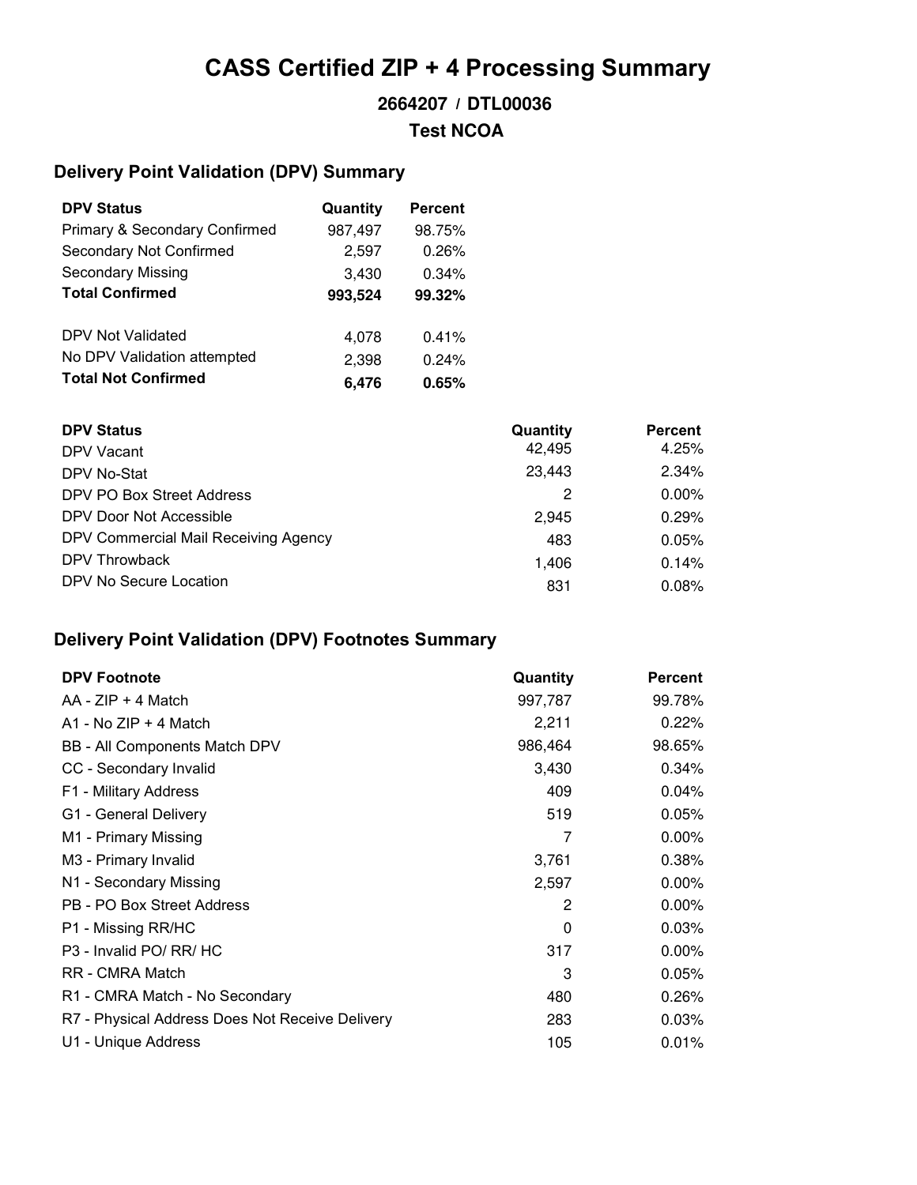# CASS Certified ZIP + 4 Processing Summary

### 2664207 / DTL00036

### Test NCOA

## Delivery Point Validation (DPV) Summary

| DPV Status | Quantity | Percent |
|---|---|---|
| Primary & Secondary Confirmed | 987,497 | 98.75% |
| Secondary Not Confirmed | 2,597 | 0.26% |
| Secondary Missing | 3,430 | 0.34% |
| **Total Confirmed** | **993,524** | **99.32%** |
| DPV Not Validated | 4,078 | 0.41% |
| No DPV Validation attempted | 2,398 | 0.24% |
| **Total Not Confirmed** | **6,476** | **0.65%** |

| DPV Status | Quantity | Percent |
|---|---|---|
| DPV Vacant | 42,495 | 4.25% |
| DPV No-Stat | 23,443 | 2.34% |
| DPV PO Box Street Address | 2 | 0.00% |
| DPV Door Not Accessible | 2,945 | 0.29% |
| DPV Commercial Mail Receiving Agency | 483 | 0.05% |
| DPV Throwback | 1,406 | 0.14% |
| DPV No Secure Location | 831 | 0.08% |

## Delivery Point Validation (DPV) Footnotes Summary

| DPV Footnote | Quantity | Percent |
|---|---|---|
| AA - ZIP + 4 Match | 997,787 | 99.78% |
| A1 - No ZIP + 4 Match | 2,211 | 0.22% |
| BB - All Components Match DPV | 986,464 | 98.65% |
| CC - Secondary Invalid | 3,430 | 0.34% |
| F1 - Military Address | 409 | 0.04% |
| G1 - General Delivery | 519 | 0.05% |
| M1 - Primary Missing | 7 | 0.00% |
| M3 - Primary Invalid | 3,761 | 0.38% |
| N1 - Secondary Missing | 2,597 | 0.00% |
| PB - PO Box Street Address | 2 | 0.00% |
| P1 - Missing RR/HC | 0 | 0.03% |
| P3 - Invalid PO/ RR/ HC | 317 | 0.00% |
| RR - CMRA Match | 3 | 0.05% |
| R1 - CMRA Match - No Secondary | 480 | 0.26% |
| R7 - Physical Address Does Not Receive Delivery | 283 | 0.03% |
| U1 - Unique Address | 105 | 0.01% |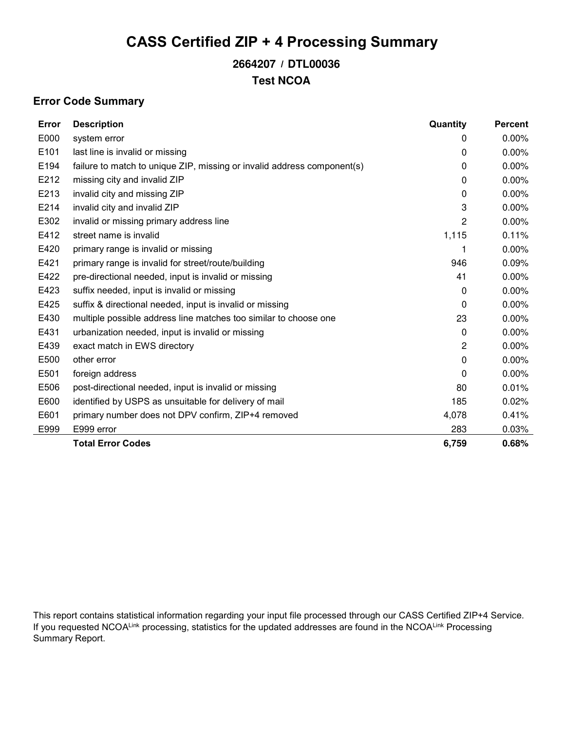# CASS Certified ZIP + 4 Processing Summary

### 2664207 / DTL00036

### Test NCOA

## Error Code Summary

| Error | Description | Quantity | Percent |
|---|---|---|---|
| E000 | system error | 0 | 0.00% |
| E101 | last line is invalid or missing | 0 | 0.00% |
| E194 | failure to match to unique ZIP, missing or invalid address component(s) | 0 | 0.00% |
| E212 | missing city and invalid ZIP | 0 | 0.00% |
| E213 | invalid city and missing ZIP | 0 | 0.00% |
| E214 | invalid city and invalid ZIP | 3 | 0.00% |
| E302 | invalid or missing primary address line | 2 | 0.00% |
| E412 | street name is invalid | 1,115 | 0.11% |
| E420 | primary range is invalid or missing | 1 | 0.00% |
| E421 | primary range is invalid for street/route/building | 946 | 0.09% |
| E422 | pre-directional needed, input is invalid or missing | 41 | 0.00% |
| E423 | suffix needed, input is invalid or missing | 0 | 0.00% |
| E425 | suffix & directional needed, input is invalid or missing | 0 | 0.00% |
| E430 | multiple possible address line matches too similar to choose one | 23 | 0.00% |
| E431 | urbanization needed, input is invalid or missing | 0 | 0.00% |
| E439 | exact match in EWS directory | 2 | 0.00% |
| E500 | other error | 0 | 0.00% |
| E501 | foreign address | 0 | 0.00% |
| E506 | post-directional needed, input is invalid or missing | 80 | 0.01% |
| E600 | identified by USPS as unsuitable for delivery of mail | 185 | 0.02% |
| E601 | primary number does not DPV confirm, ZIP+4 removed | 4,078 | 0.41% |
| E999 | E999 error | 283 | 0.03% |
| | **Total Error Codes** | **6,759** | **0.68%** |

This report contains statistical information regarding your input file processed through our CASS Certified ZIP+4 Service. If you requested NCOA^Link processing, statistics for the updated addresses are found in the NCOA^Link Processing Summary Report.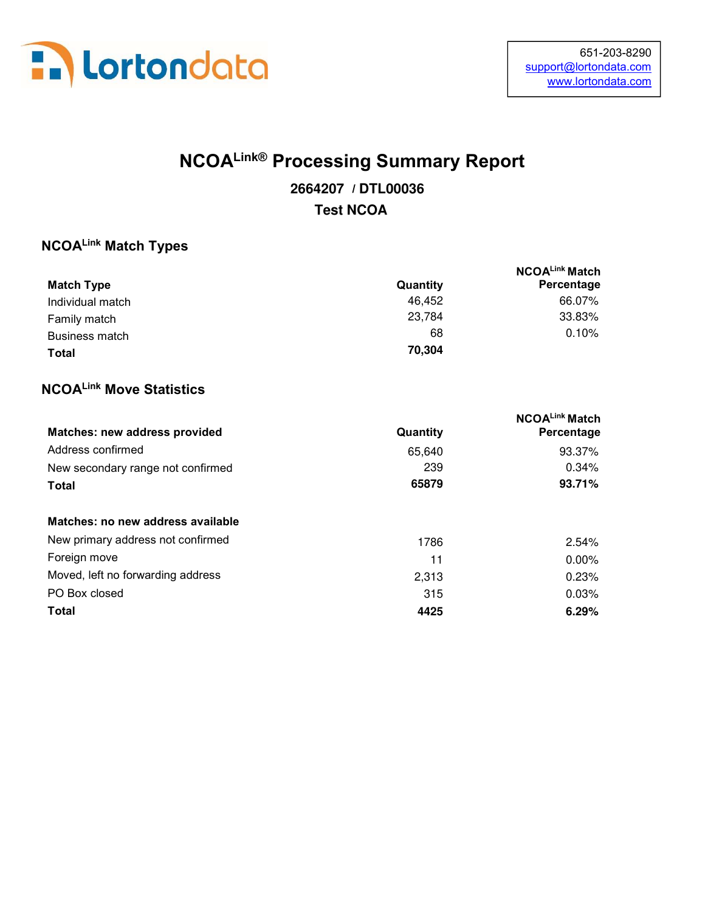Lortondata

651-203-8290
support@lortondata.com
www.lortondata.com

# NCOA$^{Link®}$ Processing Summary Report

**2664207 / DTL00036**

**Test NCOA**

## NCOA$^{Link}$ Match Types

| Match Type | Quantity | NCOA$^{Link}$ Match Percentage |
|---|---|---|
| Individual match | 46,452 | 66.07% |
| Family match | 23,784 | 33.83% |
| Business match | 68 | 0.10% |
| **Total** | **70,304** | |

## NCOA$^{Link}$ Move Statistics

| Matches: new address provided | Quantity | NCOA$^{Link}$ Match Percentage |
|---|---|---|
| Address confirmed | 65,640 | 93.37% |
| New secondary range not confirmed | 239 | 0.34% |
| **Total** | **65879** | **93.71%** |

| Matches: no new address available | | |
|---|---|---|
| New primary address not confirmed | 1786 | 2.54% |
| Foreign move | 11 | 0.00% |
| Moved, left no forwarding address | 2,313 | 0.23% |
| PO Box closed | 315 | 0.03% |
| **Total** | **4425** | **6.29%** |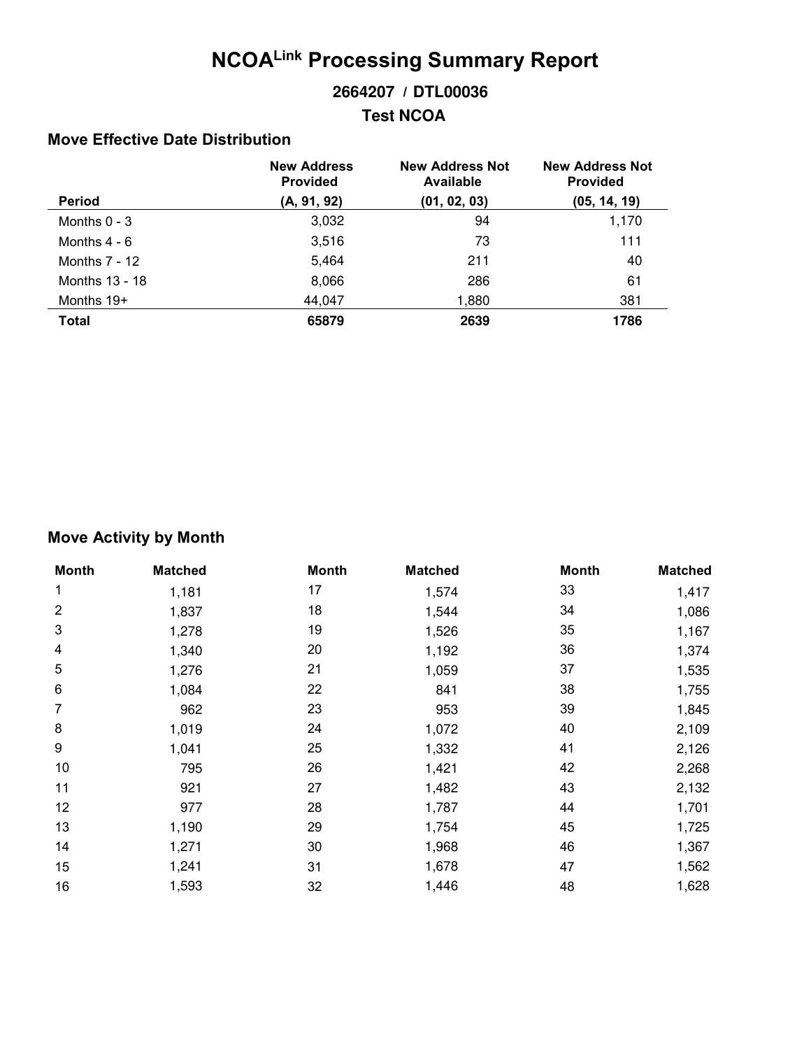# NCOA[Link] Processing Summary Report

### 2664207 / DTL00036

### Test NCOA

## Move Effective Date Distribution

| Period | New Address Provided (A, 91, 92) | New Address Not Available (01, 02, 03) | New Address Not Provided (05, 14, 19) |
|---|---|---|---|
| Months 0 - 3 | 3,032 | 94 | 1,170 |
| Months 4 - 6 | 3,516 | 73 | 111 |
| Months 7 - 12 | 5,464 | 211 | 40 |
| Months 13 - 18 | 8,066 | 286 | 61 |
| Months 19+ | 44,047 | 1,880 | 381 |
| **Total** | **65879** | **2639** | **1786** |

## Move Activity by Month

| Month | Matched | Month | Matched | Month | Matched |
|---|---|---|---|---|---|
| 1 | 1,181 | 17 | 1,574 | 33 | 1,417 |
| 2 | 1,837 | 18 | 1,544 | 34 | 1,086 |
| 3 | 1,278 | 19 | 1,526 | 35 | 1,167 |
| 4 | 1,340 | 20 | 1,192 | 36 | 1,374 |
| 5 | 1,276 | 21 | 1,059 | 37 | 1,535 |
| 6 | 1,084 | 22 | 841 | 38 | 1,755 |
| 7 | 962 | 23 | 953 | 39 | 1,845 |
| 8 | 1,019 | 24 | 1,072 | 40 | 2,109 |
| 9 | 1,041 | 25 | 1,332 | 41 | 2,126 |
| 10 | 795 | 26 | 1,421 | 42 | 2,268 |
| 11 | 921 | 27 | 1,482 | 43 | 2,132 |
| 12 | 977 | 28 | 1,787 | 44 | 1,701 |
| 13 | 1,190 | 29 | 1,754 | 45 | 1,725 |
| 14 | 1,271 | 30 | 1,968 | 46 | 1,367 |
| 15 | 1,241 | 31 | 1,678 | 47 | 1,562 |
| 16 | 1,593 | 32 | 1,446 | 48 | 1,628 |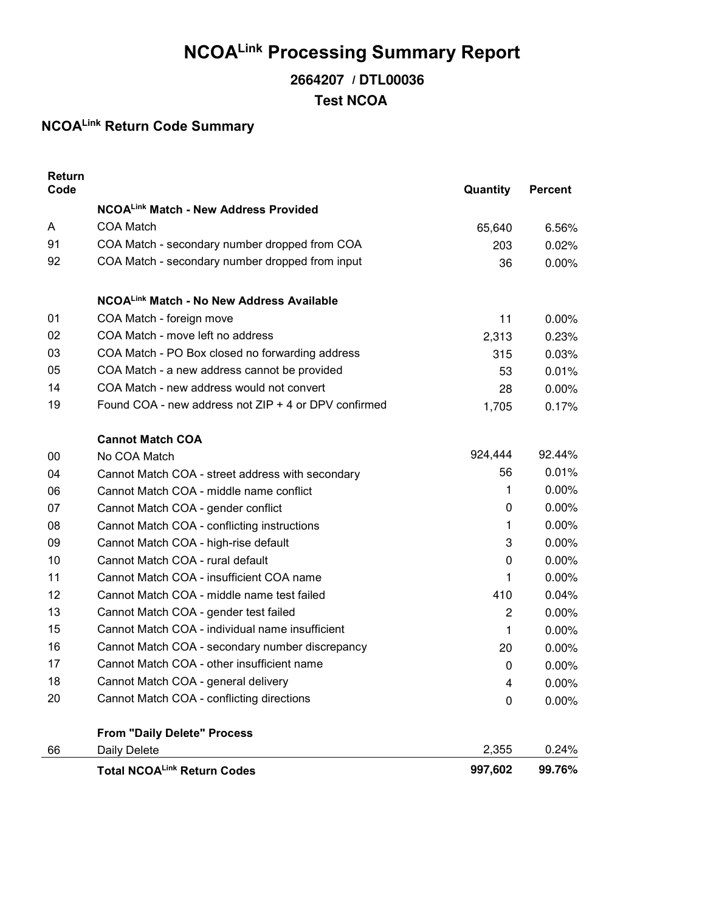# NCOA[Link] Processing Summary Report

### 2664207 / DTL00036

### Test NCOA

## NCOA[Link] Return Code Summary

| Return Code | | Quantity | Percent |
|---|---|---|---|
| | **NCOA[Link] Match - New Address Provided** | | |
| A | COA Match | 65,640 | 6.56% |
| 91 | COA Match - secondary number dropped from COA | 203 | 0.02% |
| 92 | COA Match - secondary number dropped from input | 36 | 0.00% |
| | **NCOA[Link] Match - No New Address Available** | | |
| 01 | COA Match - foreign move | 11 | 0.00% |
| 02 | COA Match - move left no address | 2,313 | 0.23% |
| 03 | COA Match - PO Box closed no forwarding address | 315 | 0.03% |
| 05 | COA Match - a new address cannot be provided | 53 | 0.01% |
| 14 | COA Match - new address would not convert | 28 | 0.00% |
| 19 | Found COA - new address not ZIP + 4 or DPV confirmed | 1,705 | 0.17% |
| | **Cannot Match COA** | | |
| 00 | No COA Match | 924,444 | 92.44% |
| 04 | Cannot Match COA - street address with secondary | 56 | 0.01% |
| 06 | Cannot Match COA - middle name conflict | 1 | 0.00% |
| 07 | Cannot Match COA - gender conflict | 0 | 0.00% |
| 08 | Cannot Match COA - conflicting instructions | 1 | 0.00% |
| 09 | Cannot Match COA - high-rise default | 3 | 0.00% |
| 10 | Cannot Match COA - rural default | 0 | 0.00% |
| 11 | Cannot Match COA - insufficient COA name | 1 | 0.00% |
| 12 | Cannot Match COA - middle name test failed | 410 | 0.04% |
| 13 | Cannot Match COA - gender test failed | 2 | 0.00% |
| 15 | Cannot Match COA - individual name insufficient | 1 | 0.00% |
| 16 | Cannot Match COA - secondary number discrepancy | 20 | 0.00% |
| 17 | Cannot Match COA - other insufficient name | 0 | 0.00% |
| 18 | Cannot Match COA - general delivery | 4 | 0.00% |
| 20 | Cannot Match COA - conflicting directions | 0 | 0.00% |
| | **From "Daily Delete" Process** | | |
| 66 | Daily Delete | 2,355 | 0.24% |
| | **Total NCOA[Link] Return Codes** | **997,602** | **99.76%** |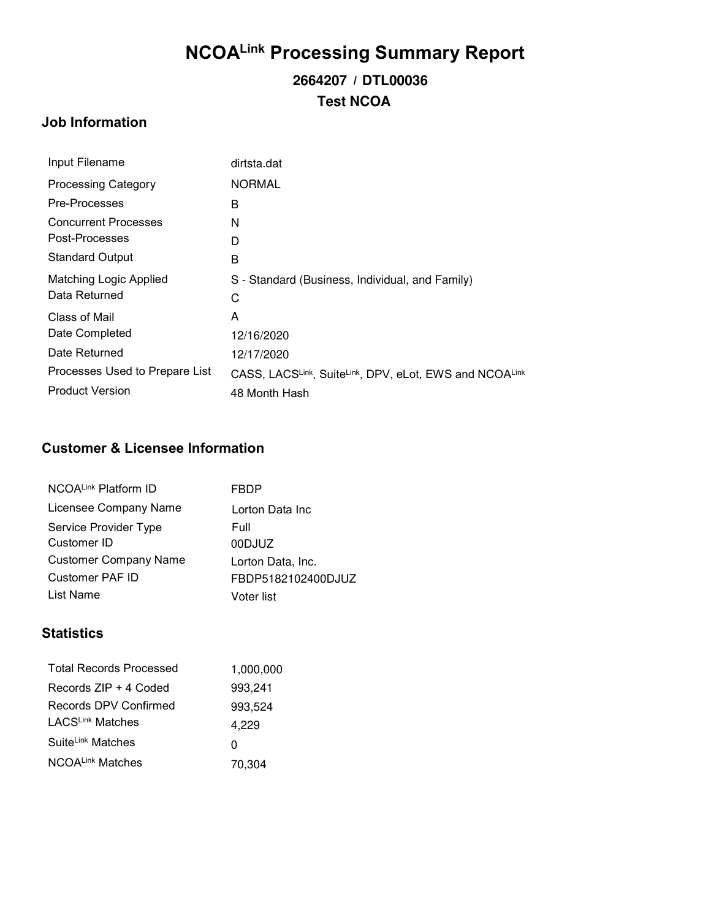# NCOA[Link] Processing Summary Report

**2664207 / DTL00036**

**Test NCOA**

## Job Information

| | |
|---|---|
| Input Filename | dirtsta.dat |
| Processing Category | NORMAL |
| Pre-Processes | B |
| Concurrent Processes | N |
| Post-Processes | D |
| Standard Output | B |
| Matching Logic Applied | S - Standard (Business, Individual, and Family) |
| Data Returned | C |
| Class of Mail | A |
| Date Completed | 12/16/2020 |
| Date Returned | 12/17/2020 |
| Processes Used to Prepare List | CASS, LACS[Link], Suite[Link], DPV, eLot, EWS and NCOA[Link] |
| Product Version | 48 Month Hash |

## Customer & Licensee Information

| | |
|---|---|
| NCOA[Link] Platform ID | FBDP |
| Licensee Company Name | Lorton Data Inc |
| Service Provider Type | Full |
| Customer ID | 00DJUZ |
| Customer Company Name | Lorton Data, Inc. |
| Customer PAF ID | FBDP5182102400DJUZ |
| List Name | Voter list |

## Statistics

| | |
|---|---|
| Total Records Processed | 1,000,000 |
| Records ZIP + 4 Coded | 993,241 |
| Records DPV Confirmed | 993,524 |
| LACS[Link] Matches | 4,229 |
| Suite[Link] Matches | 0 |
| NCOA[Link] Matches | 70,304 |